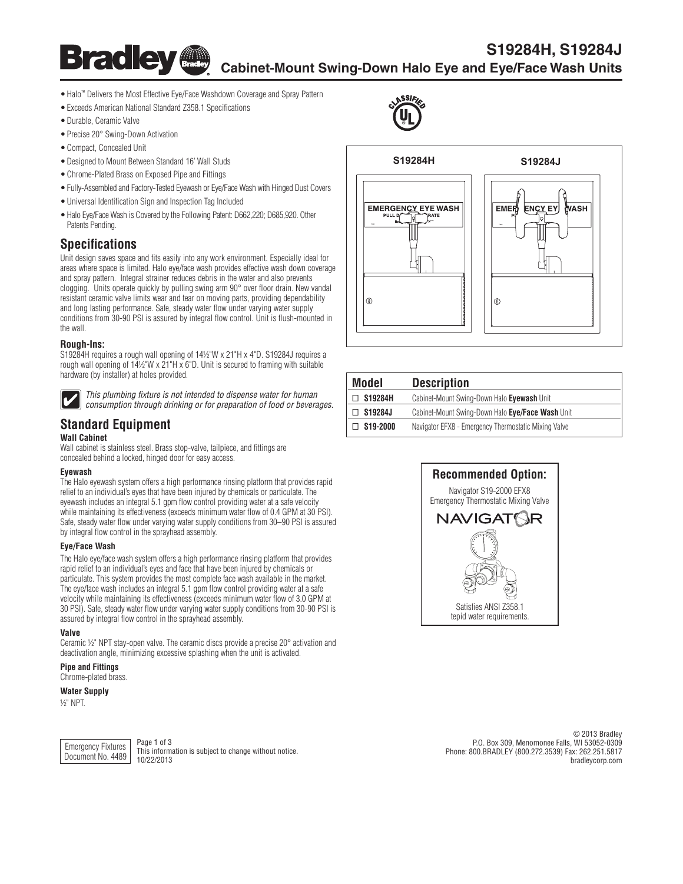# S19284H, S19284J

## Cabinet-Mount Swing-Down Halo Eye and Eye/Face Wash Units

- Halo™ Delivers the Most Effective Eye/Face Washdown Coverage and Spray Pattern
- Exceeds American National Standard Z358.1 Specifications
- Durable, Ceramic Valve
- Precise 20° Swing-Down Activation
- Compact, Concealed Unit
- Designed to Mount Between Standard 16' Wall Studs
- Chrome-Plated Brass on Exposed Pipe and Fittings
- Fully-Assembled and Factory-Tested Eyewash or Eye/Face Wash with Hinged Dust Covers
- Universal Identification Sign and Inspection Tag Included
- Halo Eye/Face Wash is Covered by the Following Patent: D662,220; D685,920. Other Patents Pending.

## Specifications

Unit design saves space and fits easily into any work environment. Especially ideal for areas where space is limited. Halo eye/face wash provides effective wash down coverage and spray pattern. Integral strainer reduces debris in the water and also prevents clogging. Units operate quickly by pulling swing arm 90° over floor drain. New vandal resistant ceramic valve limits wear and tear on moving parts, providing dependability and long lasting performance. Safe, steady water flow under varying water supply conditions from 30-90 PSI is assured by integral flow control. Unit is flush-mounted in the wall.

### Rough-Ins:

S19284H requires a rough wall opening of 14½"W x 21"H x 4"D. S19284J requires a rough wall opening of 14½"W x 21"H x 6"D. Unit is secured to framing with suitable hardware (by installer) at holes provided.

*This plumbing fixture is not intended to dispense water for human consumption through drinking or for preparation of food or beverages.*

## Standard Equipment

#### Wall Cabinet

Wall cabinet is stainless steel. Brass stop-valve, tailpiece, and fittings are concealed behind a locked, hinged door for easy access.

#### Eyewash

The Halo eyewash system offers a high performance rinsing platform that provides rapid relief to an individual's eyes that have been injured by chemicals or particulate. The eyewash includes an integral 5.1 gpm flow control providing water at a safe velocity while maintaining its effectiveness (exceeds minimum water flow of 0.4 GPM at 30 PSI). Safe, steady water flow under varying water supply conditions from 30–90 PSI is assured by integral flow control in the sprayhead assembly.

#### Eye/Face Wash

The Halo eye/face wash system offers a high performance rinsing platform that provides rapid relief to an individual's eyes and face that have been injured by chemicals or particulate. This system provides the most complete face wash available in the market. The eye/face wash includes an integral 5.1 gpm flow control providing water at a safe velocity while maintaining its effectiveness (exceeds minimum water flow of 3.0 GPM at 30 PSI). Safe, steady water flow under varying water supply conditions from 30-90 PSI is assured by integral flow control in the sprayhead assembly.

#### Valve

Ceramic ½" NPT stay-open valve. The ceramic discs provide a precise 20° activation and deactivation angle, minimizing excessive splashing when the unit is activated.

#### Pipe and Fittings

Chrome-plated brass.

#### Water Supply

½" NPT.

S19284H | S19284J

| Model | Description |
| --- | --- |
| ☐ **S19284H** | Cabinet-Mount Swing-Down Halo **Eyewash** Unit |
| ☐ **S19284J** | Cabinet-Mount Swing-Down Halo **Eye/Face Wash** Unit |
| ☐ **S19-2000** | Navigator EFX8 - Emergency Thermostatic Mixing Valve |

### Recommended Option:

Navigator S19-2000 EFX8 Emergency Thermostatic Mixing Valve

Satisfies ANSI Z358.1 tepid water requirements.

Emergency Fixtures
Document No. 4489

This information is subject to change without notice.
10/22/2013

© 2013 Bradley
P.O. Box 309, Menomonee Falls, WI 53052-0309
Phone: 800.BRADLEY (800.272.3539) Fax: 262.251.5817
bradleycorp.com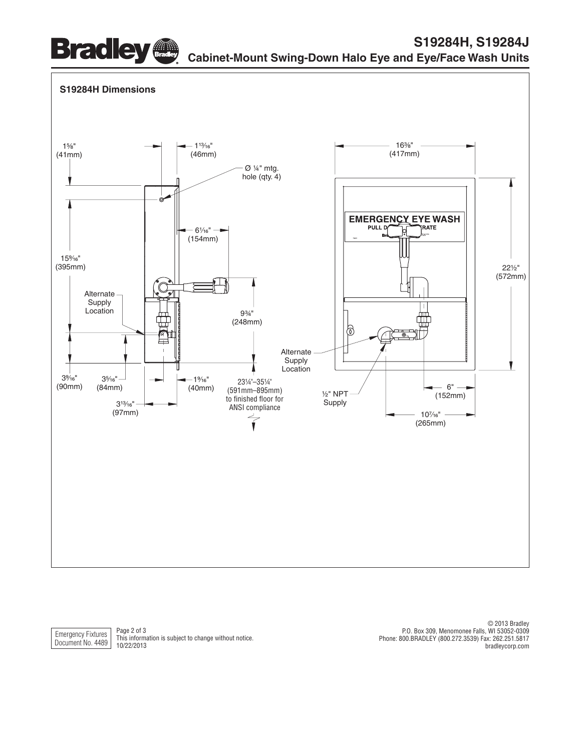## S19284H Dimensions

1⅝" (41mm)

1¹³⁄₁₆" (46mm)

Ø ¼" mtg. hole (qty. 4)

16⅜" (417mm)

EMERGENCY EYE WASH

6¹⁄₁₆" (154mm)

15⁹⁄₁₆" (395mm)

22½" (572mm)

Alternate Supply Location

9¾" (248mm)

Alternate Supply Location

3⁹⁄₁₆" (90mm)

3⁵⁄₁₆" (84mm)

1⁹⁄₁₆" (40mm)

23¼"–35¼" (591mm–895mm) to finished floor for ANSI compliance

½" NPT Supply

6" (152mm)

3¹³⁄₁₆" (97mm)

10⁷⁄₁₆" (265mm)

Emergency Fixtures Document No. 4489

This information is subject to change without notice. 10/22/2013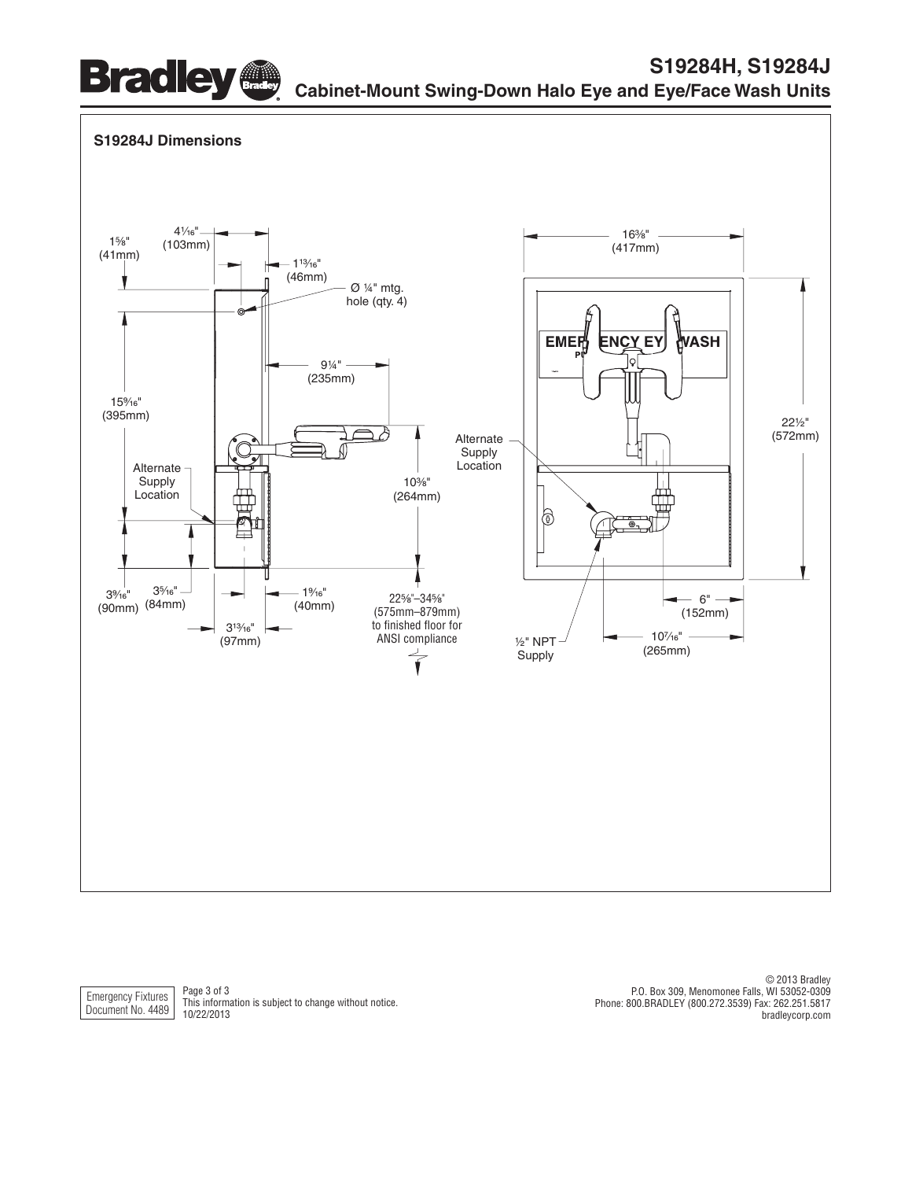# S19284H, S19284J

## Cabinet-Mount Swing-Down Halo Eye and Eye/Face Wash Units

### S19284J Dimensions

4¹⁄₁₆" (103mm)

1⅝" (41mm)

1¹³⁄₁₆" (46mm)

Ø ¼" mtg. hole (qty. 4)

9¼" (235mm)

15⁹⁄₁₆" (395mm)

Alternate Supply Location

10⅜" (264mm)

3⁹⁄₁₆" (90mm)

3⁵⁄₁₆" (84mm)

1⁹⁄₁₆" (40mm)

3¹³⁄₁₆" (97mm)

22⅝"–34⅝" (575mm–879mm) to finished floor for ANSI compliance

16⅜" (417mm)

EMERGENCY EYE WASH

22½" (572mm)

Alternate Supply Location

6" (152mm)

10⁷⁄₁₆" (265mm)

½" NPT Supply

Emergency Fixtures
Document No. 4489

This information is subject to change without notice.
10/22/2013

© 2013 Bradley
P.O. Box 309, Menomonee Falls, WI 53052-0309
Phone: 800.BRADLEY (800.272.3539) Fax: 262.251.5817
bradleycorp.com